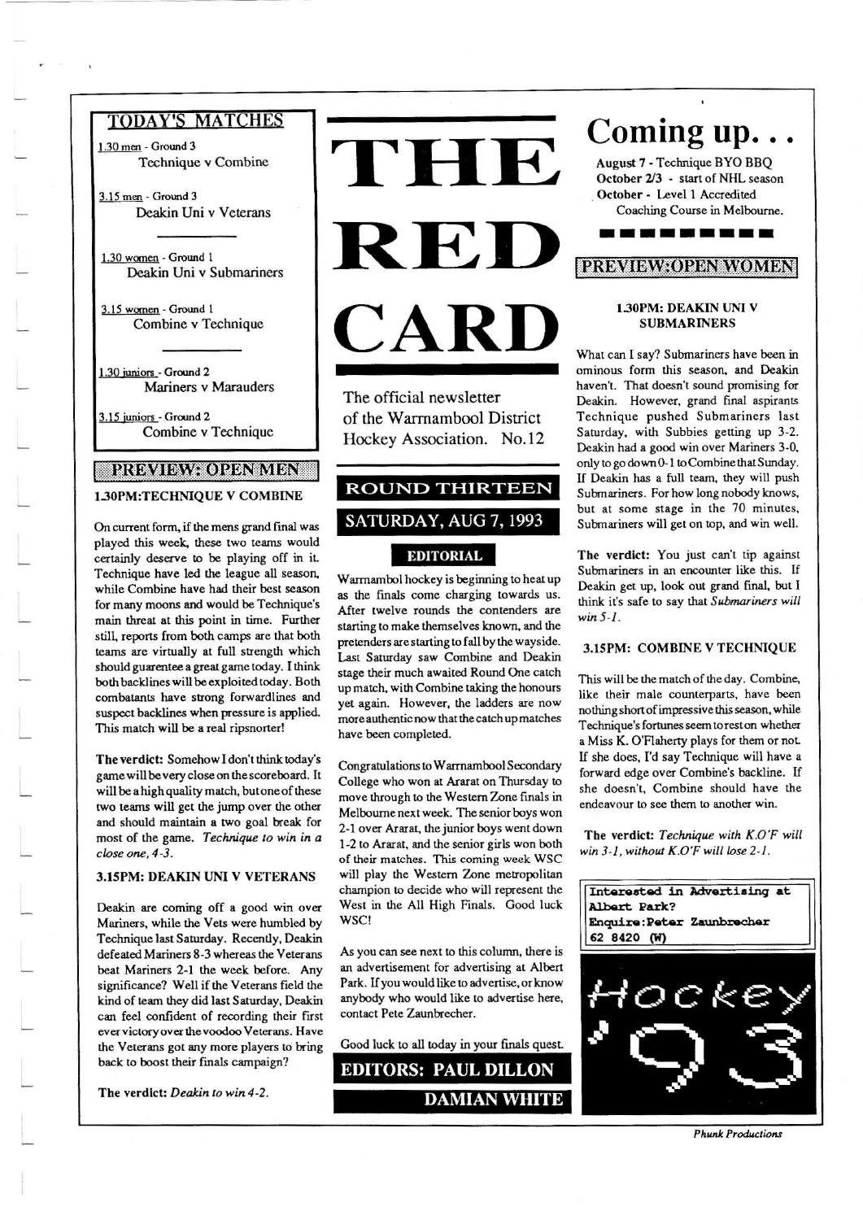# THE RED CARD

The official newsletter of the Warrnambool District Hockey Association. No.12

## ROUND THIRTEEN

## SATURDAY, AUG 7, 1993

## TODAY'S MATCHES

1.30 men - Ground 3
Technique v Combine

3.15 men - Ground 3
Deakin Uni v Veterans

1.30 women - Ground 1
Deakin Uni v Submariners

3.15 women - Ground 1
Combine v Technique

1.30 juniors - Ground 2
Mariners v Marauders

3.15 juniors - Ground 2
Combine v Technique

## PREVIEW: OPEN MEN

### 1.30PM: TECHNIQUE V COMBINE

On current form, if the mens grand final was played this week, these two teams would certainly deserve to be playing off in it. Technique have led the league all season, while Combine have had their best season for many moons and would be Technique's main threat at this point in time. Further still, reports from both camps are that both teams are virtually at full strength which should guarentee a great game today. I think both backlines will be exploited today. Both combatants have strong forwardlines and suspect backlines when pressure is applied. This match will be a real ripsnorter!

**The verdict:** Somehow I don't think today's game will be very close on the scoreboard. It will be a high quality match, but one of these two teams will get the jump over the other and should maintain a two goal break for most of the game. *Technique to win in a close one, 4-3.*

### 3.15PM: DEAKIN UNI V VETERANS

Deakin are coming off a good win over Mariners, while the Vets were humbled by Technique last Saturday. Recently, Deakin defeated Mariners 8-3 whereas the Veterans beat Mariners 2-1 the week before. Any significance? Well if the Veterans field the kind of team they did last Saturday, Deakin can feel confident of recording their first ever victory over the voodoo Veterans. Have the Veterans got any more players to bring back to boost their finals campaign?

**The verdict:** *Deakin to win 4-2.*

## EDITORIAL

Warrnambol hockey is beginning to heat up as the finals come charging towards us. After twelve rounds the contenders are starting to make themselves known, and the pretenders are starting to fall by the wayside. Last Saturday saw Combine and Deakin stage their much awaited Round One catch up match, with Combine taking the honours yet again. However, the ladders are now more authentic now that the catch up matches have been completed.

Congratulations to Warrnambool Secondary College who won at Ararat on Thursday to move through to the Western Zone finals in Melbourne next week. The senior boys won 2-1 over Ararat, the junior boys went down 1-2 to Ararat, and the senior girls won both of their matches. This coming week WSC will play the Western Zone metropolitan champion to decide who will represent the West in the All High Finals. Good luck WSC!

As you can see next to this column, there is an advertisement for advertising at Albert Park. If you would like to advertise, or know anybody who would like to advertise here, contact Pete Zaunbrecher.

Good luck to all today in your finals quest.

**EDITORS: PAUL DILLON**
**DAMIAN WHITE**

## Coming up...

**August 7** - Technique BYO BBQ
**October 2/3** - start of NHL season
**October** - Level 1 Accredited Coaching Course in Melbourne.

## PREVIEW: OPEN WOMEN

### 1.30PM: DEAKIN UNI V SUBMARINERS

What can I say? Submariners have been in ominous form this season, and Deakin haven't. That doesn't sound promising for Deakin. However, grand final aspirants Technique pushed Submariners last Saturday, with Subbies getting up 3-2. Deakin had a good win over Mariners 3-0, only to go down 0-1 to Combine that Sunday. If Deakin has a full team, they will push Submariners. For how long nobody knows, but at some stage in the 70 minutes, Submariners will get on top, and win well.

**The verdict:** You just can't tip against Submariners in an encounter like this. If Deakin get up, look out grand final, but I think it's safe to say that *Submariners will win 5-1.*

### 3.15PM: COMBINE V TECHNIQUE

This will be the match of the day. Combine, like their male counterparts, have been nothing short of impressive this season, while Technique's fortunes seem to rest on whether a Miss K. O'Flaherty plays for them or not. If she does, I'd say Technique will have a forward edge over Combine's backline. If she doesn't, Combine should have the endeavour to see them to another win.

**The verdict:** *Technique with K.O'F will win 3-1, without K.O'F will lose 2-1.*

Interested in Advertising at Albert Park?
Enquire: Peter Zaunbrecher
62 8420 (W)

Hockey '93

*Phunk Productions*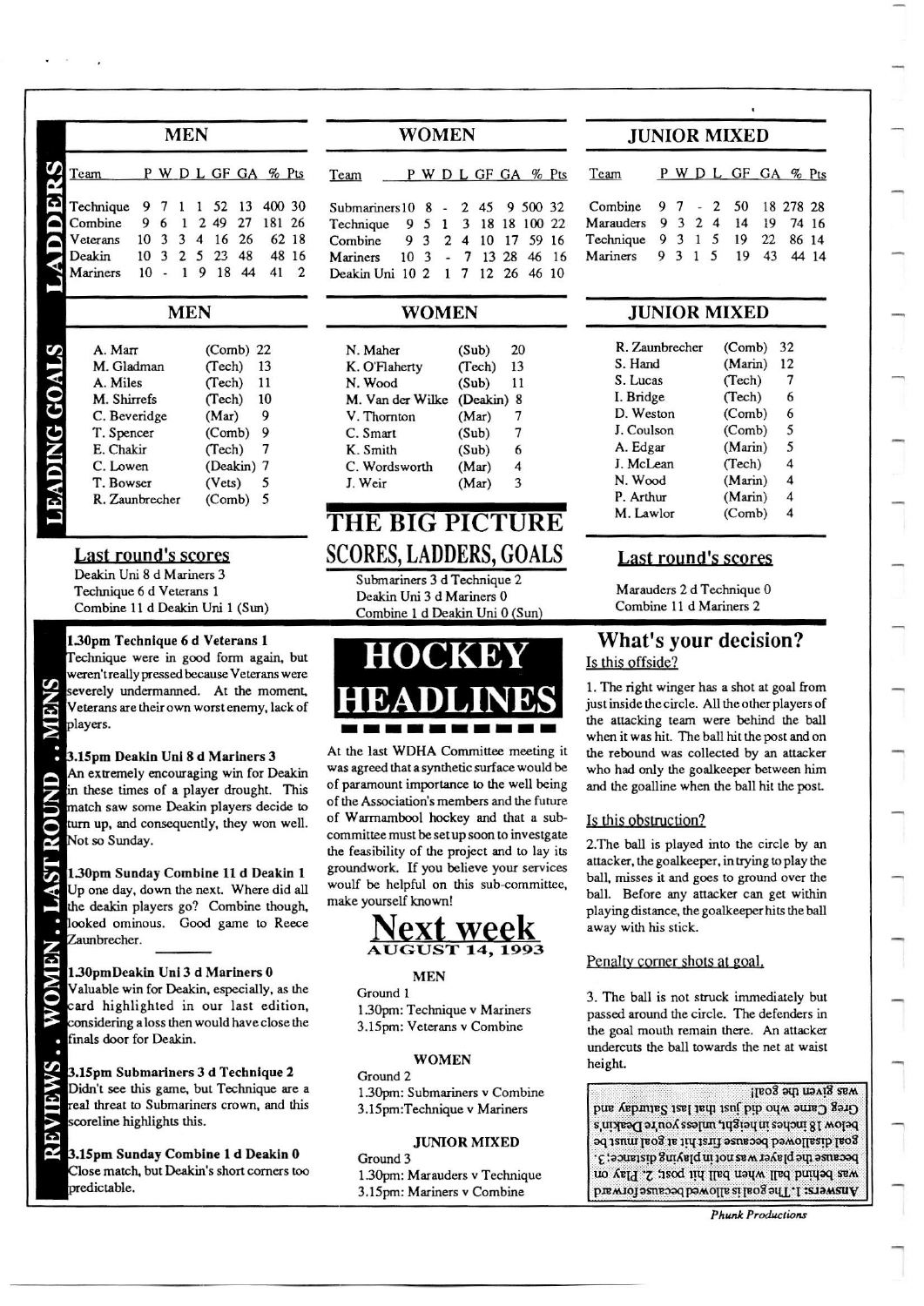# LADDERS

## MEN

| Team | P | W | D | L | GF | GA | % | Pts |
|---|---|---|---|---|---|---|---|---|
| Technique | 9 | 7 | 1 | 1 | 52 | 13 | 400 | 30 |
| Combine | 9 | 6 | 1 | 2 | 49 | 27 | 181 | 26 |
| Veterans | 10 | 3 | 3 | 4 | 16 | 26 | 62 | 18 |
| Deakin | 10 | 3 | 2 | 5 | 23 | 48 | 48 | 16 |
| Mariners | 10 | - | 1 | 9 | 18 | 44 | 41 | 2 |

## WOMEN

| Team | P | W | D | L | GF | GA | % | Pts |
|---|---|---|---|---|---|---|---|---|
| Submariners | 10 | 8 | - | 2 | 45 | 9 | 500 | 32 |
| Technique | 9 | 5 | 1 | 3 | 18 | 18 | 100 | 22 |
| Combine | 9 | 3 | 2 | 4 | 10 | 17 | 59 | 16 |
| Mariners | 10 | 3 | - | 7 | 13 | 28 | 46 | 16 |
| Deakin Uni | 10 | 2 | 1 | 7 | 12 | 26 | 46 | 10 |

## JUNIOR MIXED

| Team | P | W | D | L | GF | GA | % | Pts |
|---|---|---|---|---|---|---|---|---|
| Combine | 9 | 7 | - | 2 | 50 | 18 | 278 | 28 |
| Marauders | 9 | 3 | 2 | 4 | 14 | 19 | 74 | 16 |
| Technique | 9 | 3 | 1 | 5 | 19 | 22 | 86 | 14 |
| Mariners | 9 | 3 | 1 | 5 | 19 | 43 | 44 | 14 |

# LEADING GOALS

## MEN

| | | |
|---|---|---|
| A. Marr | (Comb) | 22 |
| M. Gladman | (Tech) | 13 |
| A. Miles | (Tech) | 11 |
| M. Shirrefs | (Tech) | 10 |
| C. Beveridge | (Mar) | 9 |
| T. Spencer | (Comb) | 9 |
| E. Chakir | (Tech) | 7 |
| C. Lowen | (Deakin) | 7 |
| T. Bowser | (Vets) | 5 |
| R. Zaunbrecher | (Comb) | 5 |

## WOMEN

| | | |
|---|---|---|
| N. Maher | (Sub) | 20 |
| K. O'Flaherty | (Tech) | 13 |
| N. Wood | (Sub) | 11 |
| M. Van der Wilke | (Deakin) | 8 |
| V. Thornton | (Mar) | 7 |
| C. Smart | (Sub) | 7 |
| K. Smith | (Sub) | 6 |
| C. Wordsworth | (Mar) | 4 |
| J. Weir | (Mar) | 3 |

## JUNIOR MIXED

| | | |
|---|---|---|
| R. Zaunbrecher | (Comb) | 32 |
| S. Hand | (Marin) | 12 |
| S. Lucas | (Tech) | 7 |
| I. Bridge | (Tech) | 6 |
| D. Weston | (Comb) | 6 |
| J. Coulson | (Comb) | 5 |
| A. Edgar | (Marin) | 5 |
| J. McLean | (Tech) | 4 |
| N. Wood | (Marin) | 4 |
| P. Arthur | (Marin) | 4 |
| M. Lawlor | (Comb) | 4 |

## Last round's scores

Deakin Uni 8 d Mariners 3
Technique 6 d Veterans 1
Combine 11 d Deakin Uni 1 (Sun)

# THE BIG PICTURE
# SCORES, LADDERS, GOALS

Submariners 3 d Technique 2
Deakin Uni 3 d Mariners 0
Combine 1 d Deakin Uni 0 (Sun)

## Last round's scores

Marauders 2 d Technique 0
Combine 11 d Mariners 2

# REVIEWS .. WOMEN .. LAST ROUND .. MENS

**1.30pm Technique 6 d Veterans 1**
Technique were in good form again, but weren't really pressed because Veterans were severely undermanned. At the moment, Veterans are their own worst enemy, lack of players.

**3.15pm Deakin Uni 8 d Mariners 3**
An extremely encouraging win for Deakin in these times of a player drought. This match saw some Deakin players decide to turn up, and consequently, they won well. Not so Sunday.

**1.30pm Sunday Combine 11 d Deakin 1**
Up one day, down the next. Where did all the deakin players go? Combine though, looked ominous. Good game to Reece Zaunbrecher.

**1.30pmDeakin Uni 3 d Mariners 0**
Valuable win for Deakin, especially, as the card highlighted in our last edition, considering a loss then would have close the finals door for Deakin.

**3.15pm Submariners 3 d Technique 2**
Didn't see this game, but Technique are a real threat to Submariners crown, and this scoreline highlights this.

**3.15pm Sunday Combine 1 d Deakin 0**
Close match, but Deakin's short corners too predictable.

# HOCKEY HEADLINES

At the last WDHA Committee meeting it was agreed that a synthetic surface would be of paramount importance to the well being of the Association's members and the future of Warrnambool hockey and that a sub-committee must be set up soon to investgate the feasibility of the project and to lay its groundwork. If you believe your services woulf be helpful on this sub-committee, make yourself known!

# Next week
## AUGUST 14, 1993

**MEN**
Ground 1
1.30pm: Technique v Mariners
3.15pm: Veterans v Combine

**WOMEN**
Ground 2
1.30pm: Submariners v Combine
3.15pm:Technique v Mariners

**JUNIOR MIXED**
Ground 3
1.30pm: Marauders v Technique
3.15pm: Mariners v Combine

# What's your decision?

Is this offside?

1. The right winger has a shot at goal from just inside the circle. All the other players of the attacking team were behind the ball when it was hit. The ball hit the post and on the rebound was collected by an attacker who had only the goalkeeper between him and the goalline when the ball hit the post.

Is this obstruction?

2.The ball is played into the circle by an attacker, the goalkeeper, in trying to play the ball, misses it and goes to ground over the ball. Before any attacker can get within playing distance, the goalkeeper hits the ball away with his stick.

Penalty corner shots at goal.

3. The ball is not struck immediately but passed around the circle. The defenders in the goal mouth remain there. An attacker undercuts the ball towards the net at waist height.

Answers: 1.The goal is allowed because forward was behind ball when ball hit post. 2. Play on because the player was not in playing distance. 3. goal disallowed because first hit at goal must be below 18 inches in height unless you're Deakin's Greg Carne who did just that last Saturday and was given the goal!

Phunk Productions